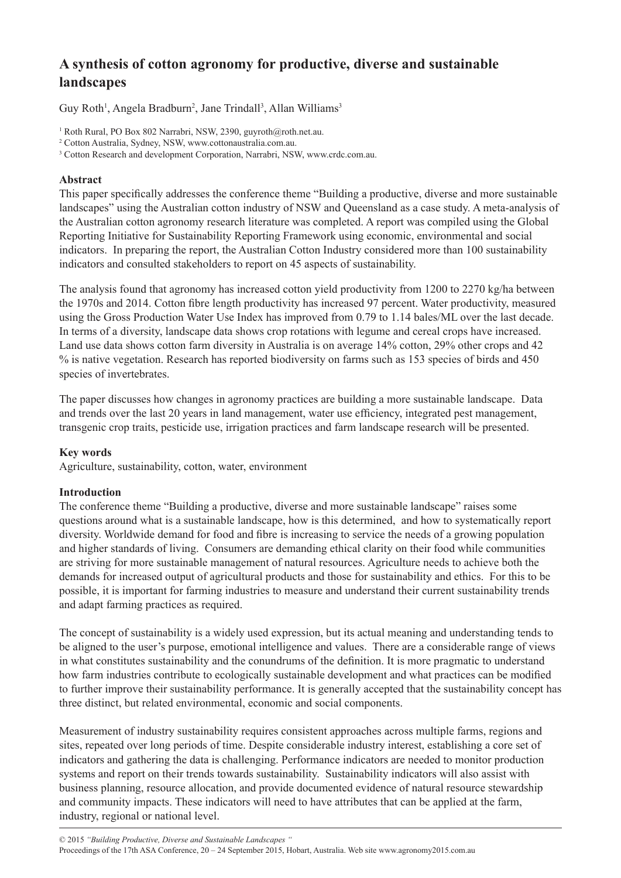# A synthesis of cotton agronomy for productive, diverse and sustainable landscapes

Guy Roth[1], Angela Bradburn[2], Jane Trindall[3], Allan Williams[3]

[1] Roth Rural, PO Box 802 Narrabri, NSW, 2390, guyroth@roth.net.au.
[2] Cotton Australia, Sydney, NSW, www.cottonaustralia.com.au.
[3] Cotton Research and development Corporation, Narrabri, NSW, www.crdc.com.au.

## Abstract

This paper specifically addresses the conference theme "Building a productive, diverse and more sustainable landscapes" using the Australian cotton industry of NSW and Queensland as a case study. A meta-analysis of the Australian cotton agronomy research literature was completed. A report was compiled using the Global Reporting Initiative for Sustainability Reporting Framework using economic, environmental and social indicators. In preparing the report, the Australian Cotton Industry considered more than 100 sustainability indicators and consulted stakeholders to report on 45 aspects of sustainability.

The analysis found that agronomy has increased cotton yield productivity from 1200 to 2270 kg/ha between the 1970s and 2014. Cotton fibre length productivity has increased 97 percent. Water productivity, measured using the Gross Production Water Use Index has improved from 0.79 to 1.14 bales/ML over the last decade. In terms of a diversity, landscape data shows crop rotations with legume and cereal crops have increased. Land use data shows cotton farm diversity in Australia is on average 14% cotton, 29% other crops and 42 % is native vegetation. Research has reported biodiversity on farms such as 153 species of birds and 450 species of invertebrates.

The paper discusses how changes in agronomy practices are building a more sustainable landscape. Data and trends over the last 20 years in land management, water use efficiency, integrated pest management, transgenic crop traits, pesticide use, irrigation practices and farm landscape research will be presented.

## Key words

Agriculture, sustainability, cotton, water, environment

## Introduction

The conference theme "Building a productive, diverse and more sustainable landscape" raises some questions around what is a sustainable landscape, how is this determined, and how to systematically report diversity. Worldwide demand for food and fibre is increasing to service the needs of a growing population and higher standards of living. Consumers are demanding ethical clarity on their food while communities are striving for more sustainable management of natural resources. Agriculture needs to achieve both the demands for increased output of agricultural products and those for sustainability and ethics. For this to be possible, it is important for farming industries to measure and understand their current sustainability trends and adapt farming practices as required.

The concept of sustainability is a widely used expression, but its actual meaning and understanding tends to be aligned to the user's purpose, emotional intelligence and values. There are a considerable range of views in what constitutes sustainability and the conundrums of the definition. It is more pragmatic to understand how farm industries contribute to ecologically sustainable development and what practices can be modified to further improve their sustainability performance. It is generally accepted that the sustainability concept has three distinct, but related environmental, economic and social components.

Measurement of industry sustainability requires consistent approaches across multiple farms, regions and sites, repeated over long periods of time. Despite considerable industry interest, establishing a core set of indicators and gathering the data is challenging. Performance indicators are needed to monitor production systems and report on their trends towards sustainability. Sustainability indicators will also assist with business planning, resource allocation, and provide documented evidence of natural resource stewardship and community impacts. These indicators will need to have attributes that can be applied at the farm, industry, regional or national level.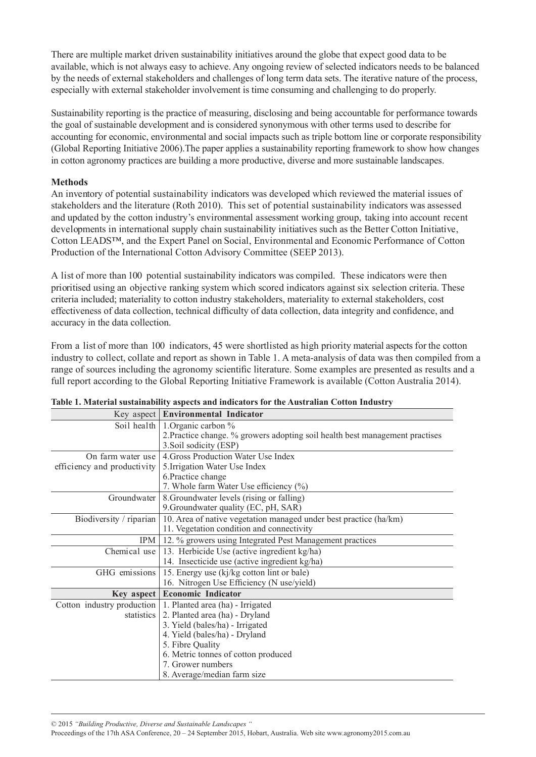There are multiple market driven sustainability initiatives around the globe that expect good data to be available, which is not always easy to achieve. Any ongoing review of selected indicators needs to be balanced by the needs of external stakeholders and challenges of long term data sets. The iterative nature of the process, especially with external stakeholder involvement is time consuming and challenging to do properly.

Sustainability reporting is the practice of measuring, disclosing and being accountable for performance towards the goal of sustainable development and is considered synonymous with other terms used to describe for accounting for economic, environmental and social impacts such as triple bottom line or corporate responsibility (Global Reporting Initiative 2006).The paper applies a sustainability reporting framework to show how changes in cotton agronomy practices are building a more productive, diverse and more sustainable landscapes.

**Methods**

An inventory of potential sustainability indicators was developed which reviewed the material issues of stakeholders and the literature (Roth 2010). This set of potential sustainability indicators was assessed and updated by the cotton industry's environmental assessment working group, taking into account recent developments in international supply chain sustainability initiatives such as the Better Cotton Initiative, Cotton LEADS™, and the Expert Panel on Social, Environmental and Economic Performance of Cotton Production of the International Cotton Advisory Committee (SEEP 2013).

A list of more than 100 potential sustainability indicators was compiled. These indicators were then prioritised using an objective ranking system which scored indicators against six selection criteria. These criteria included; materiality to cotton industry stakeholders, materiality to external stakeholders, cost effectiveness of data collection, technical difficulty of data collection, data integrity and confidence, and accuracy in the data collection.

From a list of more than 100 indicators, 45 were shortlisted as high priority material aspects for the cotton industry to collect, collate and report as shown in Table 1. A meta-analysis of data was then compiled from a range of sources including the agronomy scientific literature. Some examples are presented as results and a full report according to the Global Reporting Initiative Framework is available (Cotton Australia 2014).

**Table 1. Material sustainability aspects and indicators for the Australian Cotton Industry**

| Key aspect | **Environmental Indicator** |
|---|---|
| Soil health | 1.Organic carbon %<br>2.Practice change. % growers adopting soil health best management practises<br>3.Soil sodicity (ESP) |
| On farm water use efficiency and productivity | 4.Gross Production Water Use Index<br>5.Irrigation Water Use Index<br>6.Practice change<br>7. Whole farm Water Use efficiency (%) |
| Groundwater | 8.Groundwater levels (rising or falling)<br>9.Groundwater quality (EC, pH, SAR) |
| Biodiversity / riparian | 10. Area of native vegetation managed under best practice (ha/km)<br>11. Vegetation condition and connectivity |
| IPM | 12. % growers using Integrated Pest Management practices |
| Chemical use | 13. Herbicide Use (active ingredient kg/ha)<br>14. Insecticide use (active ingredient kg/ha) |
| GHG emissions | 15. Energy use (kj/kg cotton lint or bale)<br>16. Nitrogen Use Efficiency (N use/yield) |
| **Key aspect** | **Economic Indicator** |
| Cotton industry production statistics | 1. Planted area (ha) - Irrigated<br>2. Planted area (ha) - Dryland<br>3. Yield (bales/ha) - Irrigated<br>4. Yield (bales/ha) - Dryland<br>5. Fibre Quality<br>6. Metric tonnes of cotton produced<br>7. Grower numbers<br>8. Average/median farm size |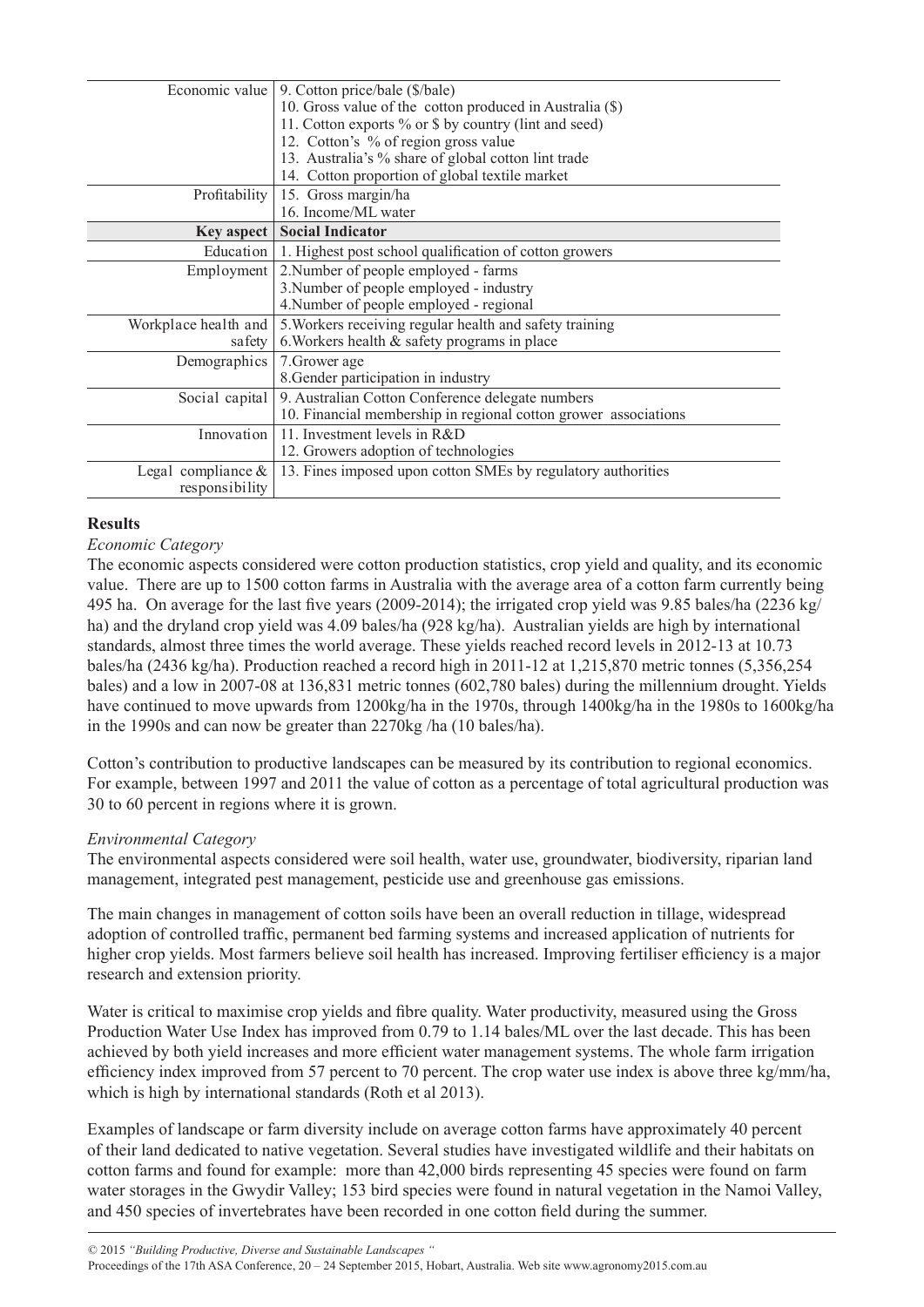| | |
|---|---|
| Economic value | 9. Cotton price/bale ($/bale)<br>10. Gross value of the cotton produced in Australia ($)<br>11. Cotton exports % or $ by country (lint and seed)<br>12. Cotton's % of region gross value<br>13. Australia's % share of global cotton lint trade<br>14. Cotton proportion of global textile market |
| Profitability | 15. Gross margin/ha<br>16. Income/ML water |
| **Key aspect** | **Social Indicator** |
| Education | 1. Highest post school qualification of cotton growers |
| Employment | 2.Number of people employed - farms<br>3.Number of people employed - industry<br>4.Number of people employed - regional |
| Workplace health and safety | 5.Workers receiving regular health and safety training<br>6.Workers health & safety programs in place |
| Demographics | 7.Grower age<br>8.Gender participation in industry |
| Social capital | 9. Australian Cotton Conference delegate numbers<br>10. Financial membership in regional cotton grower associations |
| Innovation | 11. Investment levels in R&D<br>12. Growers adoption of technologies |
| Legal compliance & responsibility | 13. Fines imposed upon cotton SMEs by regulatory authorities |

## Results

*Economic Category*

The economic aspects considered were cotton production statistics, crop yield and quality, and its economic value. There are up to 1500 cotton farms in Australia with the average area of a cotton farm currently being 495 ha. On average for the last five years (2009-2014); the irrigated crop yield was 9.85 bales/ha (2236 kg/ha) and the dryland crop yield was 4.09 bales/ha (928 kg/ha). Australian yields are high by international standards, almost three times the world average. These yields reached record levels in 2012-13 at 10.73 bales/ha (2436 kg/ha). Production reached a record high in 2011-12 at 1,215,870 metric tonnes (5,356,254 bales) and a low in 2007-08 at 136,831 metric tonnes (602,780 bales) during the millennium drought. Yields have continued to move upwards from 1200kg/ha in the 1970s, through 1400kg/ha in the 1980s to 1600kg/ha in the 1990s and can now be greater than 2270kg /ha (10 bales/ha).

Cotton's contribution to productive landscapes can be measured by its contribution to regional economics. For example, between 1997 and 2011 the value of cotton as a percentage of total agricultural production was 30 to 60 percent in regions where it is grown.

*Environmental Category*

The environmental aspects considered were soil health, water use, groundwater, biodiversity, riparian land management, integrated pest management, pesticide use and greenhouse gas emissions.

The main changes in management of cotton soils have been an overall reduction in tillage, widespread adoption of controlled traffic, permanent bed farming systems and increased application of nutrients for higher crop yields. Most farmers believe soil health has increased. Improving fertiliser efficiency is a major research and extension priority.

Water is critical to maximise crop yields and fibre quality. Water productivity, measured using the Gross Production Water Use Index has improved from 0.79 to 1.14 bales/ML over the last decade. This has been achieved by both yield increases and more efficient water management systems. The whole farm irrigation efficiency index improved from 57 percent to 70 percent. The crop water use index is above three kg/mm/ha, which is high by international standards (Roth et al 2013).

Examples of landscape or farm diversity include on average cotton farms have approximately 40 percent of their land dedicated to native vegetation. Several studies have investigated wildlife and their habitats on cotton farms and found for example: more than 42,000 birds representing 45 species were found on farm water storages in the Gwydir Valley; 153 bird species were found in natural vegetation in the Namoi Valley, and 450 species of invertebrates have been recorded in one cotton field during the summer.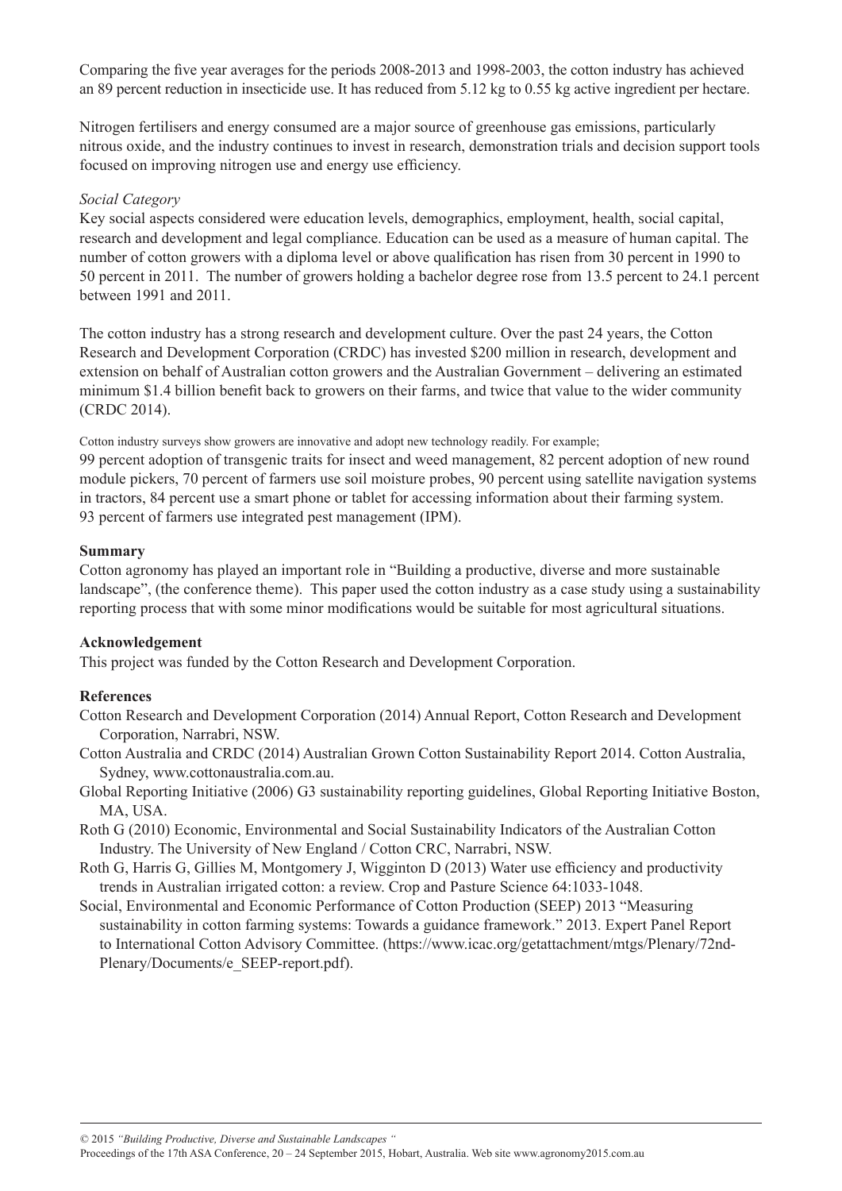Comparing the five year averages for the periods 2008-2013 and 1998-2003, the cotton industry has achieved an 89 percent reduction in insecticide use. It has reduced from 5.12 kg to 0.55 kg active ingredient per hectare.

Nitrogen fertilisers and energy consumed are a major source of greenhouse gas emissions, particularly nitrous oxide, and the industry continues to invest in research, demonstration trials and decision support tools focused on improving nitrogen use and energy use efficiency.

*Social Category*

Key social aspects considered were education levels, demographics, employment, health, social capital, research and development and legal compliance. Education can be used as a measure of human capital. The number of cotton growers with a diploma level or above qualification has risen from 30 percent in 1990 to 50 percent in 2011. The number of growers holding a bachelor degree rose from 13.5 percent to 24.1 percent between 1991 and 2011.

The cotton industry has a strong research and development culture. Over the past 24 years, the Cotton Research and Development Corporation (CRDC) has invested $200 million in research, development and extension on behalf of Australian cotton growers and the Australian Government – delivering an estimated minimum $1.4 billion benefit back to growers on their farms, and twice that value to the wider community (CRDC 2014).

Cotton industry surveys show growers are innovative and adopt new technology readily. For example;
99 percent adoption of transgenic traits for insect and weed management, 82 percent adoption of new round module pickers, 70 percent of farmers use soil moisture probes, 90 percent using satellite navigation systems in tractors, 84 percent use a smart phone or tablet for accessing information about their farming system. 93 percent of farmers use integrated pest management (IPM).

## Summary

Cotton agronomy has played an important role in "Building a productive, diverse and more sustainable landscape", (the conference theme). This paper used the cotton industry as a case study using a sustainability reporting process that with some minor modifications would be suitable for most agricultural situations.

## Acknowledgement

This project was funded by the Cotton Research and Development Corporation.

## References

Cotton Research and Development Corporation (2014) Annual Report, Cotton Research and Development Corporation, Narrabri, NSW.

Cotton Australia and CRDC (2014) Australian Grown Cotton Sustainability Report 2014. Cotton Australia, Sydney, www.cottonaustralia.com.au.

Global Reporting Initiative (2006) G3 sustainability reporting guidelines, Global Reporting Initiative Boston, MA, USA.

Roth G (2010) Economic, Environmental and Social Sustainability Indicators of the Australian Cotton Industry. The University of New England / Cotton CRC, Narrabri, NSW.

Roth G, Harris G, Gillies M, Montgomery J, Wigginton D (2013) Water use efficiency and productivity trends in Australian irrigated cotton: a review. Crop and Pasture Science 64:1033-1048.

Social, Environmental and Economic Performance of Cotton Production (SEEP) 2013 "Measuring sustainability in cotton farming systems: Towards a guidance framework." 2013. Expert Panel Report to International Cotton Advisory Committee. (https://www.icac.org/getattachment/mtgs/Plenary/72nd-Plenary/Documents/e_SEEP-report.pdf).